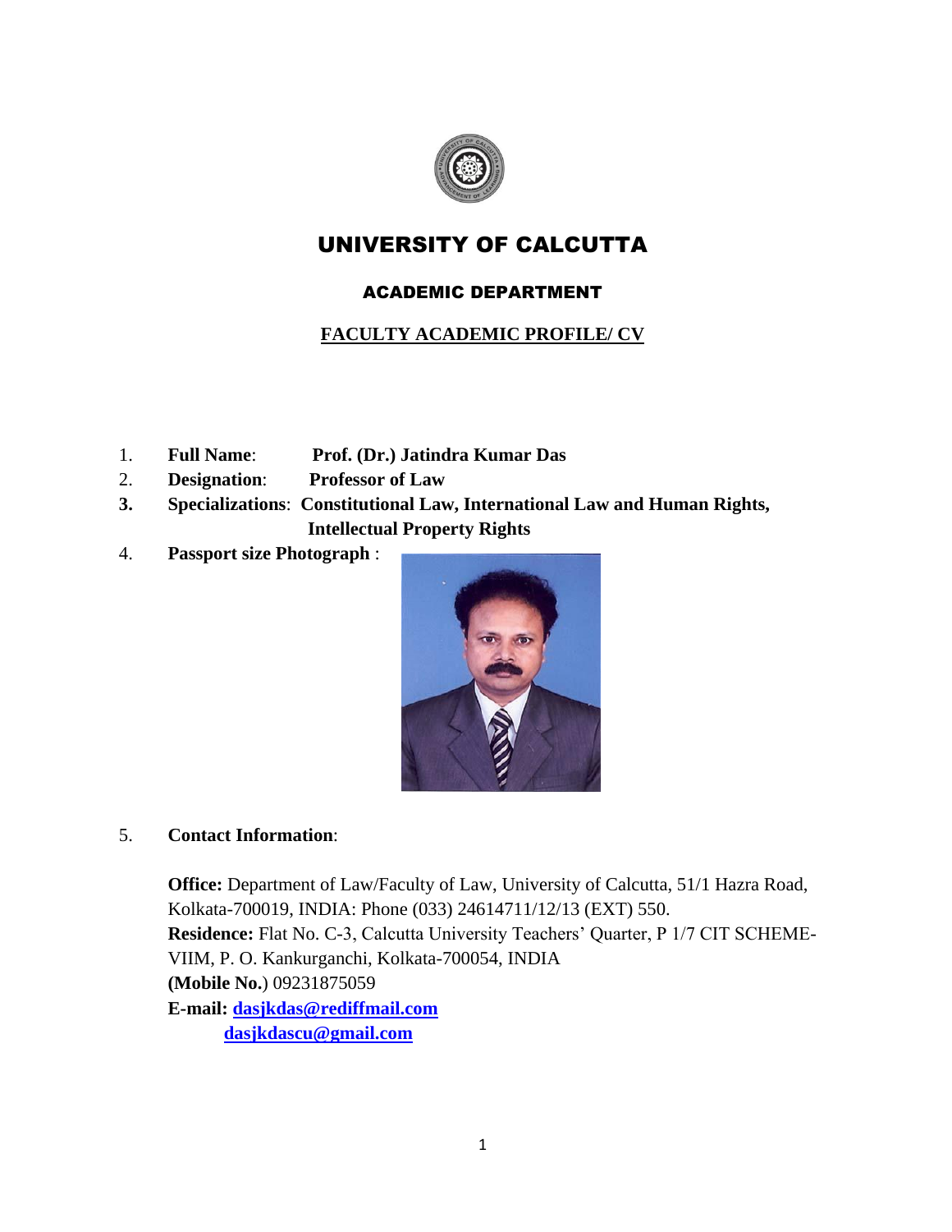# UNIVERSITY OF CALCUTTA

## ACADEMIC DEPARTMENT

### FACULTY ACADEMIC PROFILE/ CV

1. **Full Name**: **Prof. (Dr.) Jatindra Kumar Das**
2. **Designation**: **Professor of Law**
3. **Specializations**: **Constitutional Law, International Law and Human Rights, Intellectual Property Rights**
4. **Passport size Photograph** :
5. **Contact Information**:

**Office:** Department of Law/Faculty of Law, University of Calcutta, 51/1 Hazra Road, Kolkata-700019, INDIA: Phone (033) 24614711/12/13 (EXT) 550.
**Residence:** Flat No. C-3, Calcutta University Teachers' Quarter, P 1/7 CIT SCHEME-VIIM, P. O. Kankurganchi, Kolkata-700054, INDIA
**(Mobile No.)** 09231875059
**E-mail:** **dasjkdas@rediffmail.com**
**dasjkdascu@gmail.com**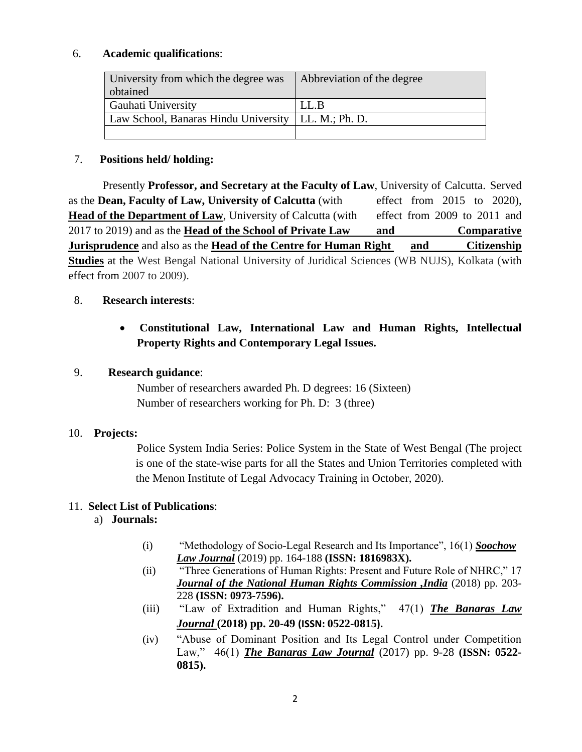6. **Academic qualifications**:

| University from which the degree was obtained | Abbreviation of the degree |
|---|---|
| Gauhati University | LL.B |
| Law School, Banaras Hindu University | LL. M.; Ph. D. |
| | |

7. **Positions held/ holding:**

Presently **Professor, and Secretary at the Faculty of Law**, University of Calcutta. Served as the **Dean, Faculty of Law, University of Calcutta** (with effect from 2015 to 2020), **Head of the Department of Law**, University of Calcutta (with effect from 2009 to 2011 and 2017 to 2019) and as the **Head of the School of Private Law and Comparative Jurisprudence** and also as the **Head of the Centre for Human Right and Citizenship Studies** at the West Bengal National University of Juridical Sciences (WB NUJS), Kolkata (with effect from 2007 to 2009).

8. **Research interests**:

- **Constitutional Law, International Law and Human Rights, Intellectual Property Rights and Contemporary Legal Issues.**

9. **Research guidance**:

Number of researchers awarded Ph. D degrees: 16 (Sixteen)
Number of researchers working for Ph. D: 3 (three)

10. **Projects:**

Police System India Series: Police System in the State of West Bengal (The project is one of the state-wise parts for all the States and Union Territories completed with the Menon Institute of Legal Advocacy Training in October, 2020).

11. **Select List of Publications**:

a) **Journals:**

(i) "Methodology of Socio-Legal Research and Its Importance", 16(1) ***Soochow Law Journal*** (2019) pp. 164-188 **(ISSN: 1816983X).**

(ii) "Three Generations of Human Rights: Present and Future Role of NHRC," 17 ***Journal of the National Human Rights Commission ,India*** (2018) pp. 203-228 **(ISSN: 0973-7596).**

(iii) "Law of Extradition and Human Rights," 47(1) ***The Banaras Law Journal*** **(2018) pp. 20-49 (ISSN: 0522-0815).**

(iv) "Abuse of Dominant Position and Its Legal Control under Competition Law," 46(1) ***The Banaras Law Journal*** (2017) pp. 9-28 **(ISSN: 0522-0815).**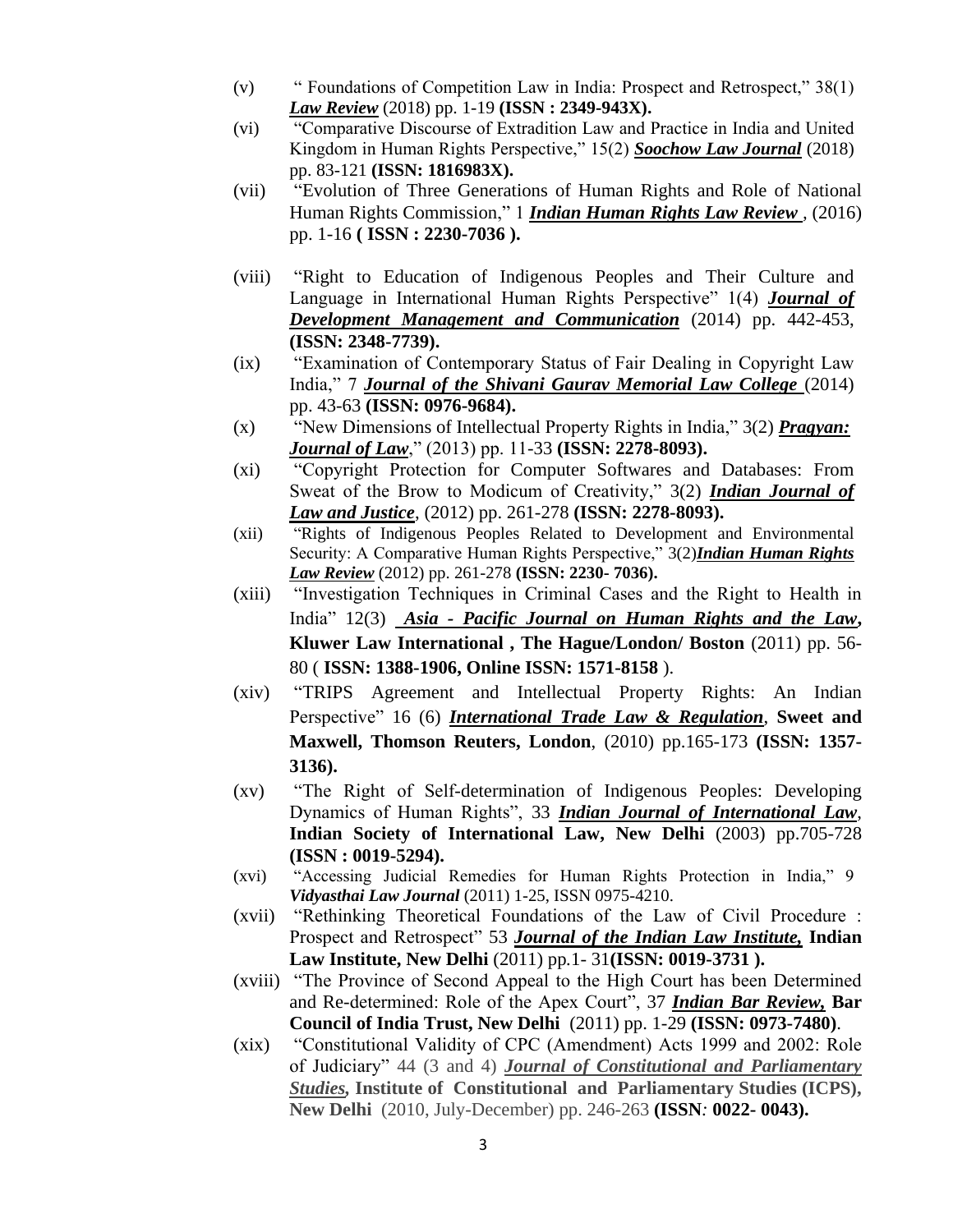(v) " Foundations of Competition Law in India: Prospect and Retrospect," 38(1) ***Law Review*** (2018) pp. 1-19 **(ISSN : 2349-943X).**

(vi) "Comparative Discourse of Extradition Law and Practice in India and United Kingdom in Human Rights Perspective," 15(2) ***Soochow Law Journal*** (2018) pp. 83-121 **(ISSN: 1816983X).**

(vii) "Evolution of Three Generations of Human Rights and Role of National Human Rights Commission," 1 ***Indian Human Rights Law Review*** , (2016) pp. 1-16 **( ISSN : 2230-7036 ).**

(viii) "Right to Education of Indigenous Peoples and Their Culture and Language in International Human Rights Perspective" 1(4) ***Journal of Development Management and Communication*** (2014) pp. 442-453, **(ISSN: 2348-7739).**

(ix) "Examination of Contemporary Status of Fair Dealing in Copyright Law India," 7 ***Journal of the Shivani Gaurav Memorial Law College*** (2014) pp. 43-63 **(ISSN: 0976-9684).**

(x) "New Dimensions of Intellectual Property Rights in India," 3(2) ***Pragyan: Journal of Law*** ," (2013) pp. 11-33 **(ISSN: 2278-8093).**

(xi) "Copyright Protection for Computer Softwares and Databases: From Sweat of the Brow to Modicum of Creativity," 3(2) ***Indian Journal of Law and Justice***, (2012) pp. 261-278 **(ISSN: 2278-8093).**

(xii) "Rights of Indigenous Peoples Related to Development and Environmental Security: A Comparative Human Rights Perspective," 3(2)***Indian Human Rights Law Review*** (2012) pp. 261-278 **(ISSN: 2230- 7036).**

(xiii) "Investigation Techniques in Criminal Cases and the Right to Health in India" 12(3) ***Asia - Pacific Journal on Human Rights and the Law*, Kluwer Law International , The Hague/London/ Boston** (2011) pp. 56-80 ( **ISSN: 1388-1906, Online ISSN: 1571-8158** ).

(xiv) "TRIPS Agreement and Intellectual Property Rights: An Indian Perspective" 16 (6) ***International Trade Law & Regulation***, **Sweet and Maxwell, Thomson Reuters, London**, (2010) pp.165-173 **(ISSN: 1357-3136).**

(xv) "The Right of Self-determination of Indigenous Peoples: Developing Dynamics of Human Rights", 33 ***Indian Journal of International Law***, **Indian Society of International Law, New Delhi** (2003) pp.705-728 **(ISSN : 0019-5294).**

(xvi) "Accessing Judicial Remedies for Human Rights Protection in India," 9 ***Vidyasthai Law Journal*** (2011) 1-25, ISSN 0975-4210.

(xvii) "Rethinking Theoretical Foundations of the Law of Civil Procedure : Prospect and Retrospect" 53 ***Journal of the Indian Law Institute,*** **Indian Law Institute, New Delhi** (2011) pp.1- 31**(ISSN: 0019-3731 ).**

(xviii) "The Province of Second Appeal to the High Court has been Determined and Re-determined: Role of the Apex Court", 37 ***Indian Bar Review,*** **Bar Council of India Trust, New Delhi** (2011) pp. 1-29 **(ISSN: 0973-7480)**.

(xix) "Constitutional Validity of CPC (Amendment) Acts 1999 and 2002: Role of Judiciary" 44 (3 and 4) ***Journal of Constitutional and Parliamentary Studies,*** **Institute of Constitutional and Parliamentary Studies (ICPS), New Delhi** (2010, July-December) pp. 246-263 **(ISSN: 0022- 0043).**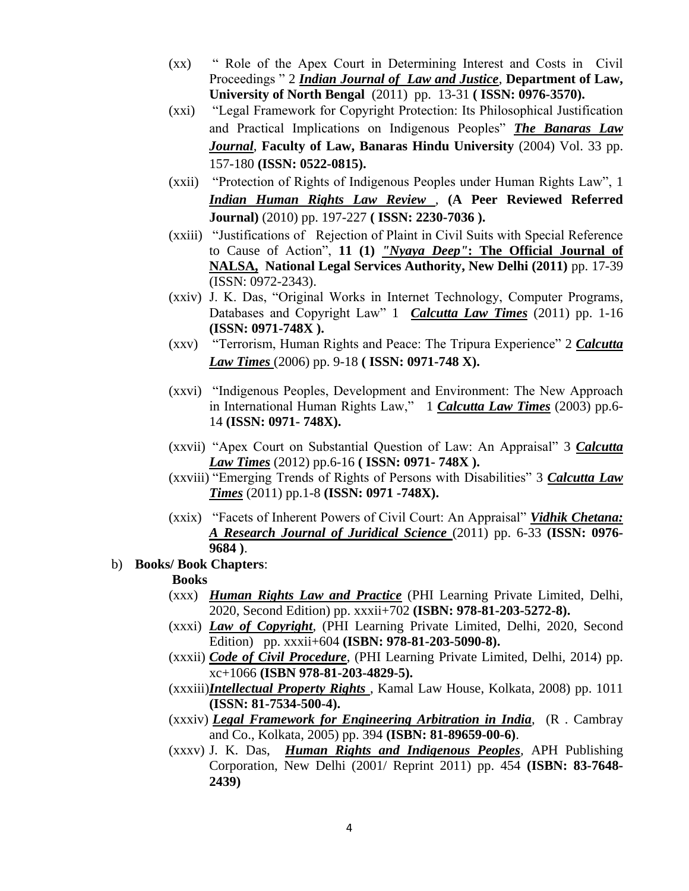(xx) " Role of the Apex Court in Determining Interest and Costs in Civil Proceedings " 2 ***Indian Journal of Law and Justice***, **Department of Law, University of North Bengal** (2011) pp. 13-31 **( ISSN: 0976-3570).**

(xxi) "Legal Framework for Copyright Protection: Its Philosophical Justification and Practical Implications on Indigenous Peoples" ***The Banaras Law Journal***, **Faculty of Law, Banaras Hindu University** (2004) Vol. 33 pp. 157-180 **(ISSN: 0522-0815).**

(xxii) "Protection of Rights of Indigenous Peoples under Human Rights Law", 1 ***Indian Human Rights Law Review***, **(A Peer Reviewed Referred Journal)** (2010) pp. 197-227 **( ISSN: 2230-7036 ).**

(xxiii) "Justifications of Rejection of Plaint in Civil Suits with Special Reference to Cause of Action", **11 (1)** ***"Nyaya Deep"*****: The Official Journal of NALSA, National Legal Services Authority, New Delhi (2011)** pp. 17-39 (ISSN: 0972-2343).

(xxiv) J. K. Das, "Original Works in Internet Technology, Computer Programs, Databases and Copyright Law" 1 ***Calcutta Law Times*** (2011) pp. 1-16 **(ISSN: 0971-748X ).**

(xxv) "Terrorism, Human Rights and Peace: The Tripura Experience" 2 ***Calcutta Law Times*** (2006) pp. 9-18 **( ISSN: 0971-748 X).**

(xxvi) "Indigenous Peoples, Development and Environment: The New Approach in International Human Rights Law," 1 ***Calcutta Law Times*** (2003) pp.6-14 **(ISSN: 0971- 748X).**

(xxvii) "Apex Court on Substantial Question of Law: An Appraisal" 3 ***Calcutta Law Times*** (2012) pp.6-16 **( ISSN: 0971- 748X ).**

(xxviii) "Emerging Trends of Rights of Persons with Disabilities" 3 ***Calcutta Law Times*** (2011) pp.1-8 **(ISSN: 0971 -748X).**

(xxix) "Facets of Inherent Powers of Civil Court: An Appraisal" ***Vidhik Chetana: A Research Journal of Juridical Science*** (2011) pp. 6-33 **(ISSN: 0976-9684 )**.

b) **Books/ Book Chapters**:

**Books**

(xxx) ***Human Rights Law and Practice*** (PHI Learning Private Limited, Delhi, 2020, Second Edition) pp. xxxii+702 **(ISBN: 978-81-203-5272-8).**

(xxxi) ***Law of Copyright***, (PHI Learning Private Limited, Delhi, 2020, Second Edition) pp. xxxii+604 **(ISBN: 978-81-203-5090-8).**

(xxxii) ***Code of Civil Procedure***, (PHI Learning Private Limited, Delhi, 2014) pp. xc+1066 **(ISBN 978-81-203-4829-5).**

(xxxiii) ***Intellectual Property Rights*** , Kamal Law House, Kolkata, 2008) pp. 1011 **(ISSN: 81-7534-500-4).**

(xxxiv) ***Legal Framework for Engineering Arbitration in India***, (R . Cambray and Co., Kolkata, 2005) pp. 394 **(ISBN: 81-89659-00-6)**.

(xxxv) J. K. Das, ***Human Rights and Indigenous Peoples***, APH Publishing Corporation, New Delhi (2001/ Reprint 2011) pp. 454 **(ISBN: 83-7648-2439)**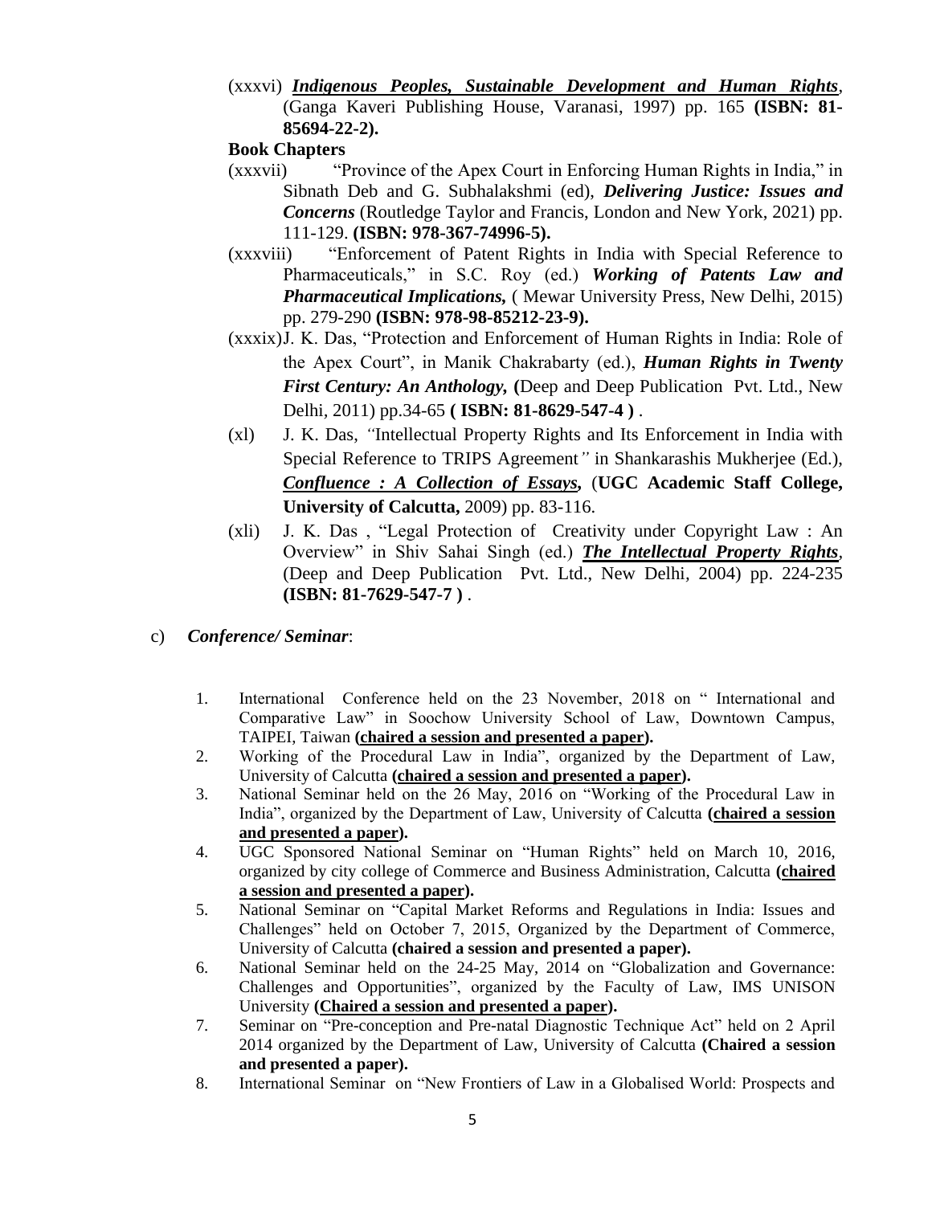(xxxvi) ***Indigenous Peoples, Sustainable Development and Human Rights***, (Ganga Kaveri Publishing House, Varanasi, 1997) pp. 165 **(ISBN: 81-85694-22-2).**

**Book Chapters**

(xxxvii) "Province of the Apex Court in Enforcing Human Rights in India," in Sibnath Deb and G. Subhalakshmi (ed), ***Delivering Justice: Issues and Concerns*** (Routledge Taylor and Francis, London and New York, 2021) pp. 111-129. **(ISBN: 978-367-74996-5).**

(xxxviii) "Enforcement of Patent Rights in India with Special Reference to Pharmaceuticals," in S.C. Roy (ed.) ***Working of Patents Law and Pharmaceutical Implications,*** ( Mewar University Press, New Delhi, 2015) pp. 279-290 **(ISBN: 978-98-85212-23-9).**

(xxxix) J. K. Das, "Protection and Enforcement of Human Rights in India: Role of the Apex Court", in Manik Chakrabarty (ed.), ***Human Rights in Twenty First Century: An Anthology,*** **(**Deep and Deep Publication Pvt. Ltd., New Delhi, 2011) pp.34-65 **( ISBN: 81-8629-547-4 )** .

(xl) J. K. Das, *"*Intellectual Property Rights and Its Enforcement in India with Special Reference to TRIPS Agreement*"* in Shankarashis Mukherjee (Ed.), ***Confluence : A Collection of Essays,*** (**UGC Academic Staff College, University of Calcutta,** 2009) pp. 83-116.

(xli) J. K. Das , "Legal Protection of Creativity under Copyright Law : An Overview" in Shiv Sahai Singh (ed.) ***The Intellectual Property Rights***, (Deep and Deep Publication Pvt. Ltd., New Delhi, 2004) pp. 224-235 **(ISBN: 81-7629-547-7 )** .

c) ***Conference/ Seminar***:

1. International Conference held on the 23 November, 2018 on " International and Comparative Law" in Soochow University School of Law, Downtown Campus, TAIPEI, Taiwan **(chaired a session and presented a paper).**
2. Working of the Procedural Law in India", organized by the Department of Law, University of Calcutta **(chaired a session and presented a paper).**
3. National Seminar held on the 26 May, 2016 on "Working of the Procedural Law in India", organized by the Department of Law, University of Calcutta **(chaired a session and presented a paper).**
4. UGC Sponsored National Seminar on "Human Rights" held on March 10, 2016, organized by city college of Commerce and Business Administration, Calcutta **(chaired a session and presented a paper).**
5. National Seminar on "Capital Market Reforms and Regulations in India: Issues and Challenges" held on October 7, 2015, Organized by the Department of Commerce, University of Calcutta **(chaired a session and presented a paper).**
6. National Seminar held on the 24-25 May, 2014 on "Globalization and Governance: Challenges and Opportunities", organized by the Faculty of Law, IMS UNISON University **(Chaired a session and presented a paper).**
7. Seminar on "Pre-conception and Pre-natal Diagnostic Technique Act" held on 2 April 2014 organized by the Department of Law, University of Calcutta **(Chaired a session and presented a paper).**
8. International Seminar on "New Frontiers of Law in a Globalised World: Prospects and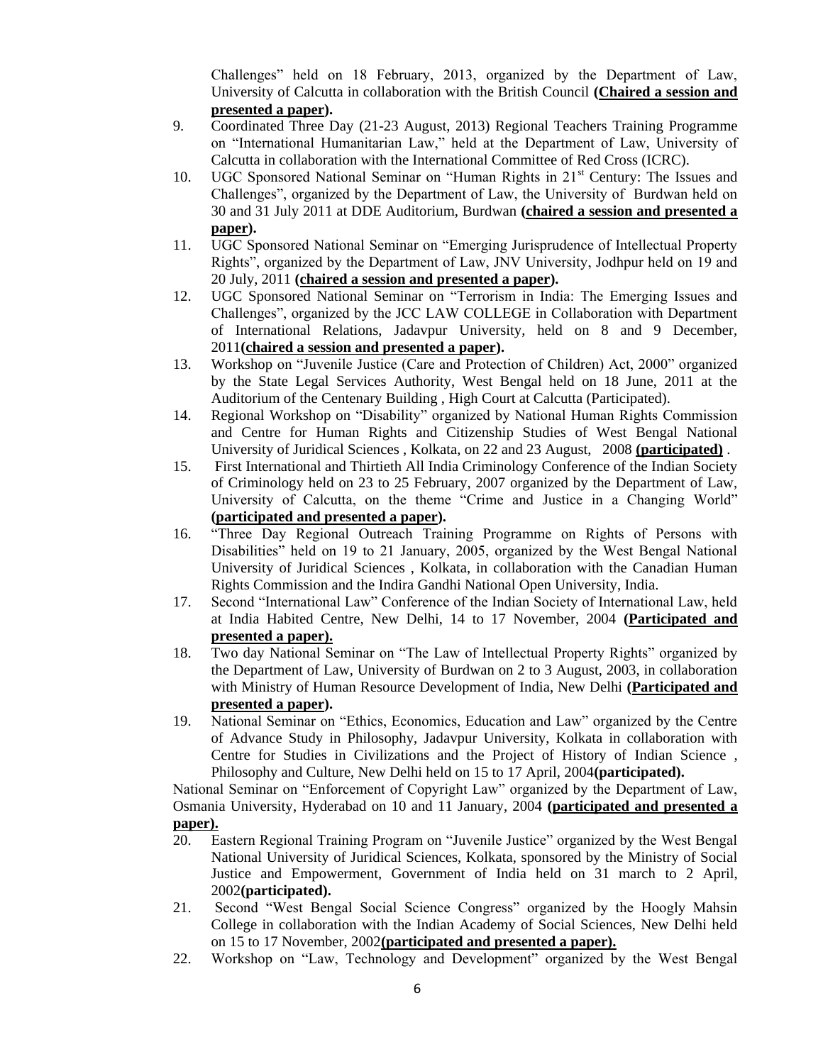Challenges" held on 18 February, 2013, organized by the Department of Law, University of Calcutta in collaboration with the British Council **(Chaired a session and presented a paper).**

9. Coordinated Three Day (21-23 August, 2013) Regional Teachers Training Programme on "International Humanitarian Law," held at the Department of Law, University of Calcutta in collaboration with the International Committee of Red Cross (ICRC).
10. UGC Sponsored National Seminar on "Human Rights in 21st Century: The Issues and Challenges", organized by the Department of Law, the University of Burdwan held on 30 and 31 July 2011 at DDE Auditorium, Burdwan **(chaired a session and presented a paper).**
11. UGC Sponsored National Seminar on "Emerging Jurisprudence of Intellectual Property Rights", organized by the Department of Law, JNV University, Jodhpur held on 19 and 20 July, 2011 **(chaired a session and presented a paper).**
12. UGC Sponsored National Seminar on "Terrorism in India: The Emerging Issues and Challenges", organized by the JCC LAW COLLEGE in Collaboration with Department of International Relations, Jadavpur University, held on 8 and 9 December, 2011**(chaired a session and presented a paper).**
13. Workshop on "Juvenile Justice (Care and Protection of Children) Act, 2000" organized by the State Legal Services Authority, West Bengal held on 18 June, 2011 at the Auditorium of the Centenary Building , High Court at Calcutta (Participated).
14. Regional Workshop on "Disability" organized by National Human Rights Commission and Centre for Human Rights and Citizenship Studies of West Bengal National University of Juridical Sciences , Kolkata, on 22 and 23 August, 2008 **(participated)** .
15. First International and Thirtieth All India Criminology Conference of the Indian Society of Criminology held on 23 to 25 February, 2007 organized by the Department of Law, University of Calcutta, on the theme "Crime and Justice in a Changing World" **(participated and presented a paper).**
16. "Three Day Regional Outreach Training Programme on Rights of Persons with Disabilities" held on 19 to 21 January, 2005, organized by the West Bengal National University of Juridical Sciences , Kolkata, in collaboration with the Canadian Human Rights Commission and the Indira Gandhi National Open University, India.
17. Second "International Law" Conference of the Indian Society of International Law, held at India Habited Centre, New Delhi, 14 to 17 November, 2004 **(Participated and presented a paper).**
18. Two day National Seminar on "The Law of Intellectual Property Rights" organized by the Department of Law, University of Burdwan on 2 to 3 August, 2003, in collaboration with Ministry of Human Resource Development of India, New Delhi **(Participated and presented a paper).**
19. National Seminar on "Ethics, Economics, Education and Law" organized by the Centre of Advance Study in Philosophy, Jadavpur University, Kolkata in collaboration with Centre for Studies in Civilizations and the Project of History of Indian Science , Philosophy and Culture, New Delhi held on 15 to 17 April, 2004**(participated).**

National Seminar on "Enforcement of Copyright Law" organized by the Department of Law, Osmania University, Hyderabad on 10 and 11 January, 2004 **(participated and presented a paper).**

20. Eastern Regional Training Program on "Juvenile Justice" organized by the West Bengal National University of Juridical Sciences, Kolkata, sponsored by the Ministry of Social Justice and Empowerment, Government of India held on 31 march to 2 April, 2002**(participated).**
21. Second "West Bengal Social Science Congress" organized by the Hoogly Mahsin College in collaboration with the Indian Academy of Social Sciences, New Delhi held on 15 to 17 November, 2002**(participated and presented a paper).**
22. Workshop on "Law, Technology and Development" organized by the West Bengal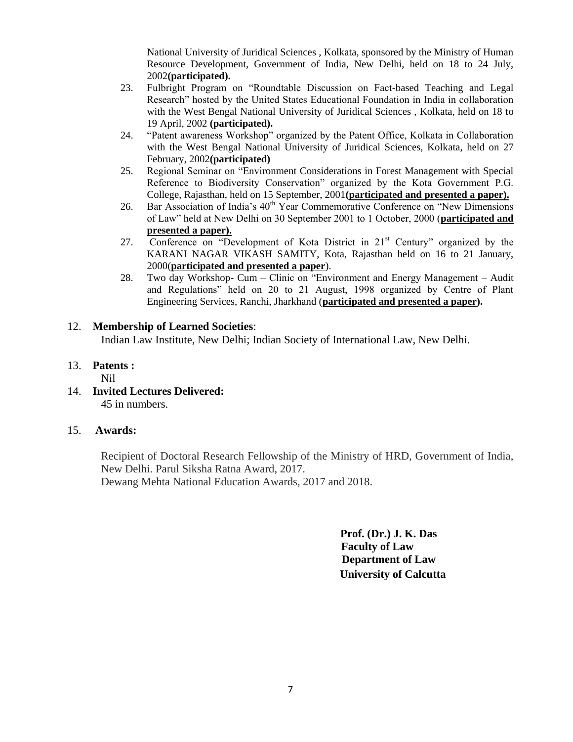National University of Juridical Sciences , Kolkata, sponsored by the Ministry of Human Resource Development, Government of India, New Delhi, held on 18 to 24 July, 2002**(participated).**

23. Fulbright Program on "Roundtable Discussion on Fact-based Teaching and Legal Research" hosted by the United States Educational Foundation in India in collaboration with the West Bengal National University of Juridical Sciences , Kolkata, held on 18 to 19 April, 2002 **(participated).**
24. "Patent awareness Workshop" organized by the Patent Office, Kolkata in Collaboration with the West Bengal National University of Juridical Sciences, Kolkata, held on 27 February, 2002**(participated)**
25. Regional Seminar on "Environment Considerations in Forest Management with Special Reference to Biodiversity Conservation" organized by the Kota Government P.G. College, Rajasthan, held on 15 September, 2001**(participated and presented a paper).**
26. Bar Association of India's 40th Year Commemorative Conference on "New Dimensions of Law" held at New Delhi on 30 September 2001 to 1 October, 2000 (**participated and presented a paper).**
27. Conference on "Development of Kota District in 21st Century" organized by the KARANI NAGAR VIKASH SAMITY, Kota, Rajasthan held on 16 to 21 January, 2000(**participated and presented a paper**).
28. Two day Workshop- Cum – Clinic on "Environment and Energy Management – Audit and Regulations" held on 20 to 21 August, 1998 organized by Centre of Plant Engineering Services, Ranchi, Jharkhand (**participated and presented a paper**).

12. **Membership of Learned Societies**:
    Indian Law Institute, New Delhi; Indian Society of International Law, New Delhi.

13. **Patents :**
    Nil

14. **Invited Lectures Delivered:**
    45 in numbers.

15. **Awards:**

    Recipient of Doctoral Research Fellowship of the Ministry of HRD, Government of India, New Delhi. Parul Siksha Ratna Award, 2017.
    Dewang Mehta National Education Awards, 2017 and 2018.

**Prof. (Dr.) J. K. Das**
**Faculty of Law**
**Department of Law**
**University of Calcutta**